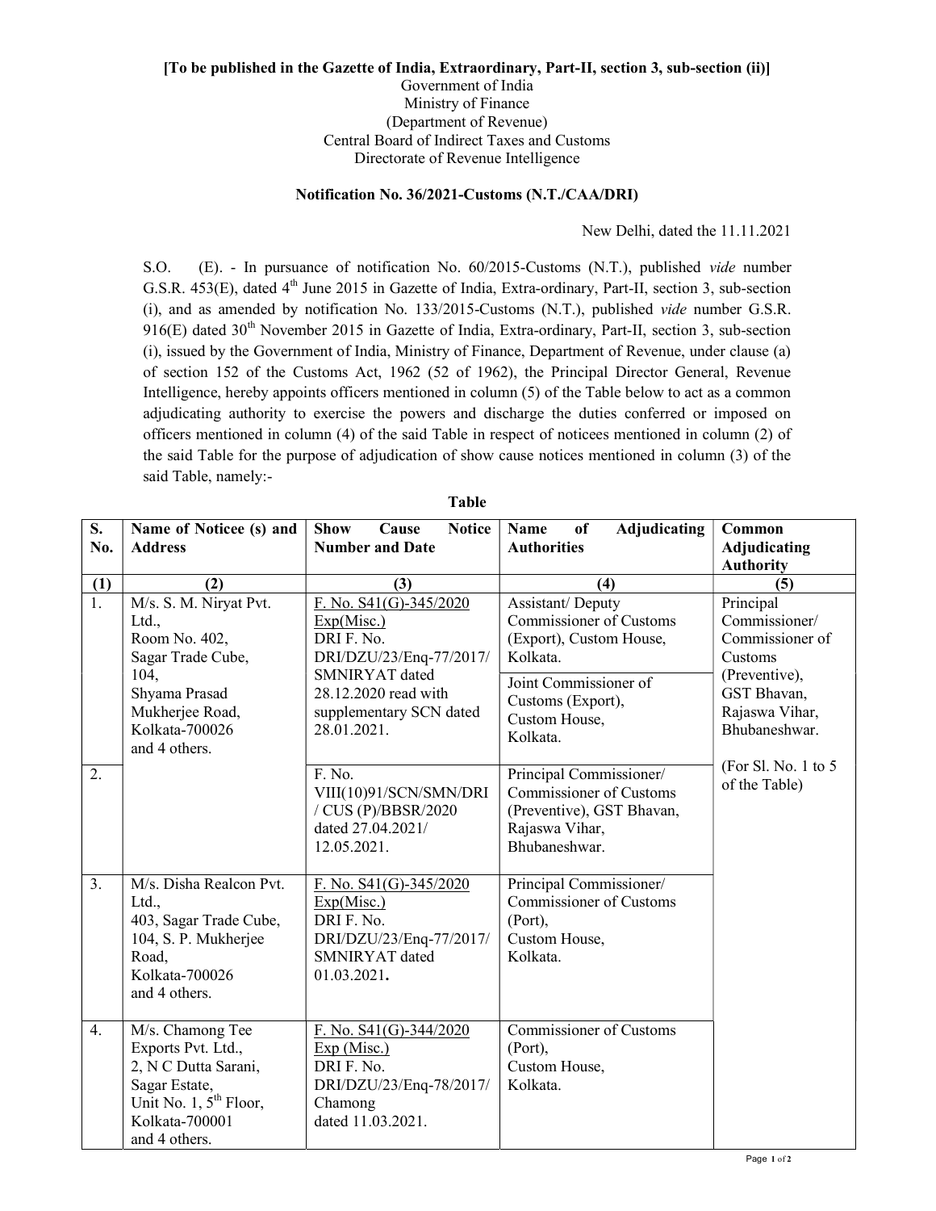**[To be published in the Gazette of India, Extraordinary, Part-II, section 3, sub-section (ii)]**

Government of India
Ministry of Finance
(Department of Revenue)
Central Board of Indirect Taxes and Customs
Directorate of Revenue Intelligence

**Notification No. 36/2021-Customs (N.T./CAA/DRI)**

New Delhi, dated the 11.11.2021

S.O. (E). - In pursuance of notification No. 60/2015-Customs (N.T.), published *vide* number G.S.R. 453(E), dated 4th June 2015 in Gazette of India, Extra-ordinary, Part-II, section 3, sub-section (i), and as amended by notification No. 133/2015-Customs (N.T.), published *vide* number G.S.R. 916(E) dated 30th November 2015 in Gazette of India, Extra-ordinary, Part-II, section 3, sub-section (i), issued by the Government of India, Ministry of Finance, Department of Revenue, under clause (a) of section 152 of the Customs Act, 1962 (52 of 1962), the Principal Director General, Revenue Intelligence, hereby appoints officers mentioned in column (5) of the Table below to act as a common adjudicating authority to exercise the powers and discharge the duties conferred or imposed on officers mentioned in column (4) of the said Table in respect of noticees mentioned in column (2) of the said Table for the purpose of adjudication of show cause notices mentioned in column (3) of the said Table, namely:-

**Table**

| S. No. | Name of Noticee (s) and Address | Show Cause Notice Number and Date | Name of Adjudicating Authorities | Common Adjudicating Authority |
|---|---|---|---|---|
| (1) | (2) | (3) | (4) | (5) |
| 1. | M/s. S. M. Niryat Pvt. Ltd., Room No. 402, Sagar Trade Cube, 104, Shyama Prasad Mukherjee Road, Kolkata-700026 and 4 others. | F. No. S41(G)-345/2020 Exp(Misc.) DRI F. No. DRI/DZU/23/Enq-77/2017/ SMNIRYAT dated 28.12.2020 read with supplementary SCN dated 28.01.2021. | Assistant/ Deputy Commissioner of Customs (Export), Custom House, Kolkata. | Principal Commissioner/ Commissioner of Customs (Preventive), GST Bhavan, Rajaswa Vihar, Bhubaneshwar. (For Sl. No. 1 to 5 of the Table) |
| | | | Joint Commissioner of Customs (Export), Custom House, Kolkata. | |
| 2. | | F. No. VIII(10)91/SCN/SMN/DRI / CUS (P)/BBSR/2020 dated 27.04.2021/ 12.05.2021. | Principal Commissioner/ Commissioner of Customs (Preventive), GST Bhavan, Rajaswa Vihar, Bhubaneshwar. | |
| 3. | M/s. Disha Realcon Pvt. Ltd., 403, Sagar Trade Cube, 104, S. P. Mukherjee Road, Kolkata-700026 and 4 others. | F. No. S41(G)-345/2020 Exp(Misc.) DRI F. No. DRI/DZU/23/Enq-77/2017/ SMNIRYAT dated 01.03.2021. | Principal Commissioner/ Commissioner of Customs (Port), Custom House, Kolkata. | |
| 4. | M/s. Chamong Tee Exports Pvt. Ltd., 2, N C Dutta Sarani, Sagar Estate, Unit No. 1, 5th Floor, Kolkata-700001 and 4 others. | F. No. S41(G)-344/2020 Exp (Misc.) DRI F. No. DRI/DZU/23/Enq-78/2017/ Chamong dated 11.03.2021. | Commissioner of Customs (Port), Custom House, Kolkata. | |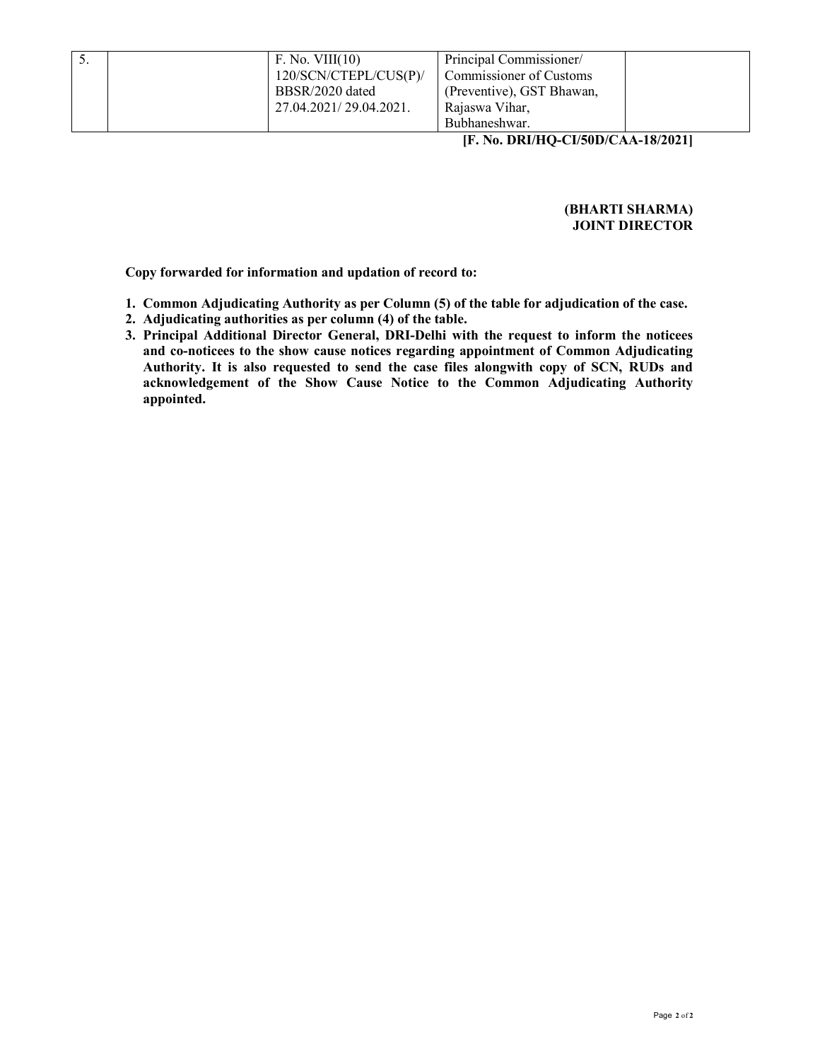| | | | | |
|---|---|---|---|---|
| 5. | | F. No. VIII(10) 120/SCN/CTEPL/CUS(P)/ BBSR/2020 dated 27.04.2021/ 29.04.2021. | Principal Commissioner/ Commissioner of Customs (Preventive), GST Bhawan, Rajaswa Vihar, Bubhaneshwar. | |

**[F. No. DRI/HQ-CI/50D/CAA-18/2021]**

**(BHARTI SHARMA)**
**JOINT DIRECTOR**

**Copy forwarded for information and updation of record to:**

1. **Common Adjudicating Authority as per Column (5) of the table for adjudication of the case.**
2. **Adjudicating authorities as per column (4) of the table.**
3. **Principal Additional Director General, DRI-Delhi with the request to inform the noticees and co-noticees to the show cause notices regarding appointment of Common Adjudicating Authority. It is also requested to send the case files alongwith copy of SCN, RUDs and acknowledgement of the Show Cause Notice to the Common Adjudicating Authority appointed.**